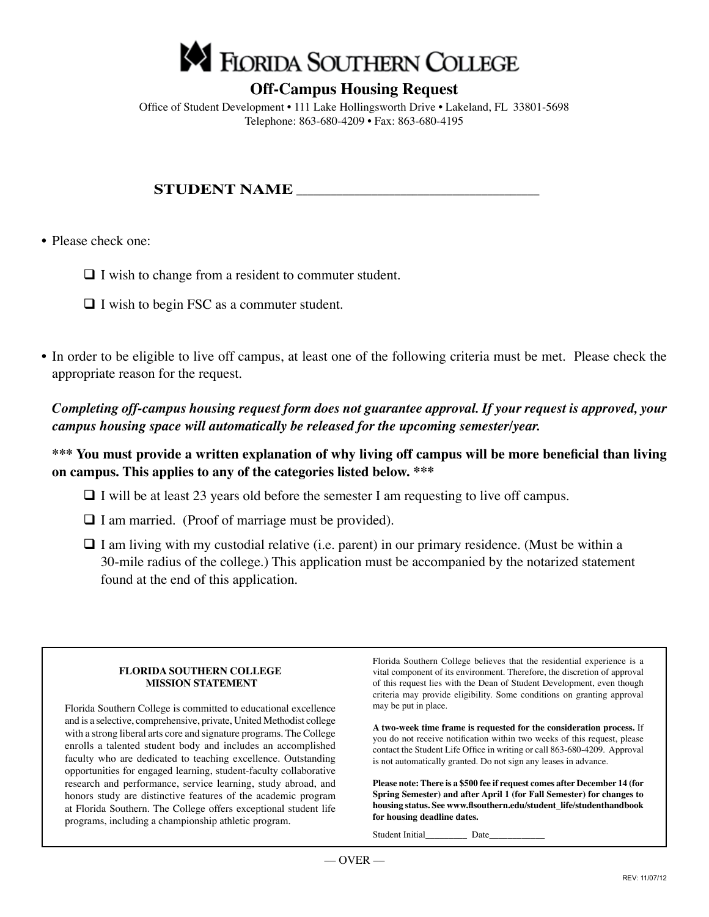# FLORIDA SOUTHERN COLLEGE

## Off-Campus Housing Request

Office of Student Development • 111 Lake Hollingsworth Drive • Lakeland, FL 33801-5698
Telephone: 863-680-4209 • Fax: 863-680-4195

**STUDENT NAME** ________________________________

- Please check one:
  - ☐ I wish to change from a resident to commuter student.
  - ☐ I wish to begin FSC as a commuter student.

- In order to be eligible to live off campus, at least one of the following criteria must be met. Please check the appropriate reason for the request.

***Completing off-campus housing request form does not guarantee approval. If your request is approved, your campus housing space will automatically be released for the upcoming semester/year.***

**\*\*\* You must provide a written explanation of why living off campus will be more beneficial than living on campus. This applies to any of the categories listed below. \*\*\***

- ☐ I will be at least 23 years old before the semester I am requesting to live off campus.
- ☐ I am married. (Proof of marriage must be provided).
- ☐ I am living with my custodial relative (i.e. parent) in our primary residence. (Must be within a 30-mile radius of the college.) This application must be accompanied by the notarized statement found at the end of this application.

**FLORIDA SOUTHERN COLLEGE MISSION STATEMENT**

Florida Southern College is committed to educational excellence and is a selective, comprehensive, private, United Methodist college with a strong liberal arts core and signature programs. The College enrolls a talented student body and includes an accomplished faculty who are dedicated to teaching excellence. Outstanding opportunities for engaged learning, student-faculty collaborative research and performance, service learning, study abroad, and honors study are distinctive features of the academic program at Florida Southern. The College offers exceptional student life programs, including a championship athletic program.

Florida Southern College believes that the residential experience is a vital component of its environment. Therefore, the discretion of approval of this request lies with the Dean of Student Development, even though criteria may provide eligibility. Some conditions on granting approval may be put in place.

**A two-week time frame is requested for the consideration process.** If you do not receive notification within two weeks of this request, please contact the Student Life Office in writing or call 863-680-4209. Approval is not automatically granted. Do not sign any leases in advance.

**Please note: There is a $500 fee if request comes after December 14 (for Spring Semester) and after April 1 (for Fall Semester) for changes to housing status. See www.flsouthern.edu/student_life/studenthandbook for housing deadline dates.**

Student Initial_________ Date____________

— OVER —

REV: 11/07/12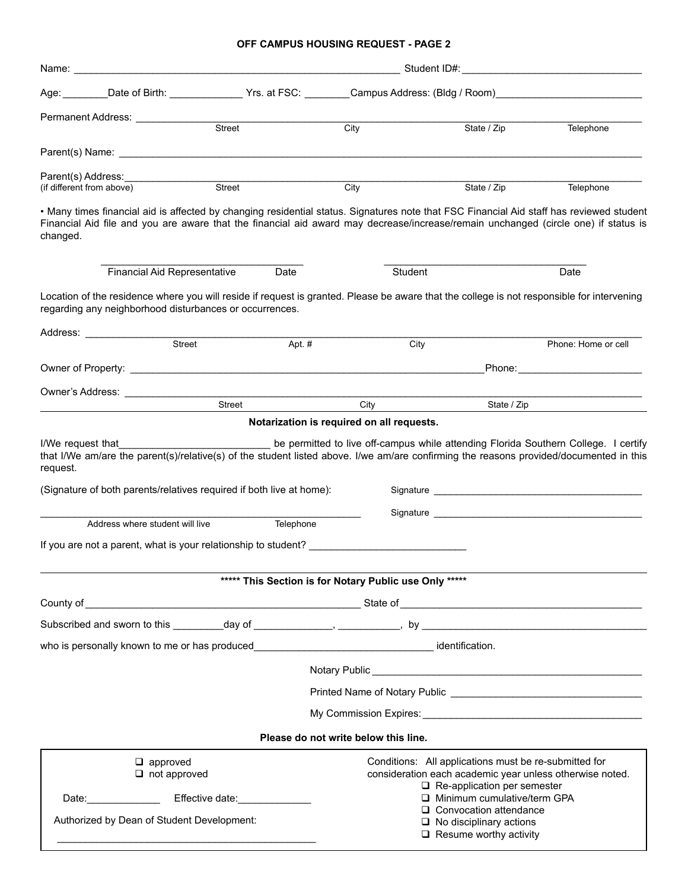## OFF CAMPUS HOUSING REQUEST - PAGE 2

Name: ____________________________________________________________ Student ID#: _______________________________

Age: ________Date of Birth: _____________ Yrs. at FSC: ________Campus Address: (Bldg / Room)__________________________

Permanent Address: ____________________________________________________________________________________________

Street City State / Zip Telephone

Parent(s) Name: ______________________________________________________________________________________________

Parent(s) Address:______________________________________________________________________________________________

(if different from above) Street City State / Zip Telephone

• Many times financial aid is affected by changing residential status. Signatures note that FSC Financial Aid staff has reviewed student Financial Aid file and you are aware that the financial aid award may decrease/increase/remain unchanged (circle one) if status is changed.

_____________________________________ _____________________________________

Financial Aid Representative Date Student Date

Location of the residence where you will reside if request is granted. Please be aware that the college is not responsible for intervening regarding any neighborhood disturbances or occurrences.

Address: _________________________________________________________________________________________________

Street Apt. # City Phone: Home or cell

Owner of Property: _________________________________________________________________Phone:______________________

Owner's Address: ____________________________________________________________________________________________

Street City State / Zip

**Notarization is required on all requests.**

I/We request that___________________________ be permitted to live off-campus while attending Florida Southern College. I certify that I/We am/are the parent(s)/relative(s) of the student listed above. I/we am/are confirming the reasons provided/documented in this request.

(Signature of both parents/relatives required if both live at home): Signature ______________________________________

___________________________________________________________ Signature ______________________________________

Address where student will live Telephone

If you are not a parent, what is your relationship to student? ____________________________

**\*\*\*\*\* This Section is for Notary Public use Only \*\*\*\*\***

County of __________________________________________________ State of ____________________________________________

Subscribed and sworn to this _________day of ______________, ___________, by __________________________________________

who is personally known to me or has produced________________________________ identification.

Notary Public __________________________________________________

Printed Name of Notary Public ___________________________________

My Commission Expires:_________________________________________

**Please do not write below this line.**

- ❑ approved
- ❑ not approved

Date:_____________ Effective date:_____________

Authorized by Dean of Student Development:

_______________________________________________

Conditions: All applications must be re-submitted for consideration each academic year unless otherwise noted.

- ❑ Re-application per semester
- ❑ Minimum cumulative/term GPA
- ❑ Convocation attendance
- ❑ No disciplinary actions
- ❑ Resume worthy activity